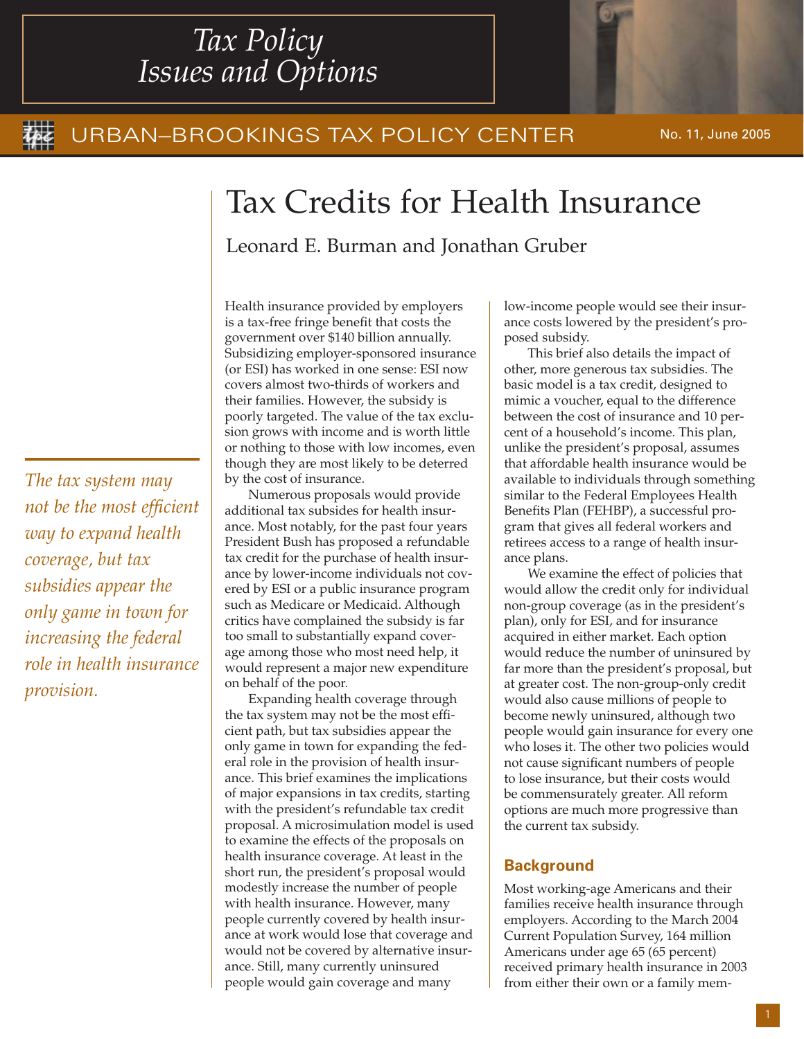# Tax Policy Issues and Options

URBAN–BROOKINGS TAX POLICY CENTER

No. 11, June 2005

# Tax Credits for Health Insurance

Leonard E. Burman and Jonathan Gruber

*The tax system may not be the most efficient way to expand health coverage, but tax subsidies appear the only game in town for increasing the federal role in health insurance provision.*

Health insurance provided by employers is a tax-free fringe benefit that costs the government over $140 billion annually. Subsidizing employer-sponsored insurance (or ESI) has worked in one sense: ESI now covers almost two-thirds of workers and their families. However, the subsidy is poorly targeted. The value of the tax exclusion grows with income and is worth little or nothing to those with low incomes, even though they are most likely to be deterred by the cost of insurance.

Numerous proposals would provide additional tax subsides for health insurance. Most notably, for the past four years President Bush has proposed a refundable tax credit for the purchase of health insurance by lower-income individuals not covered by ESI or a public insurance program such as Medicare or Medicaid. Although critics have complained the subsidy is far too small to substantially expand coverage among those who most need help, it would represent a major new expenditure on behalf of the poor.

Expanding health coverage through the tax system may not be the most efficient path, but tax subsidies appear the only game in town for expanding the federal role in the provision of health insurance. This brief examines the implications of major expansions in tax credits, starting with the president's refundable tax credit proposal. A microsimulation model is used to examine the effects of the proposals on health insurance coverage. At least in the short run, the president's proposal would modestly increase the number of people with health insurance. However, many people currently covered by health insurance at work would lose that coverage and would not be covered by alternative insurance. Still, many currently uninsured people would gain coverage and many low-income people would see their insurance costs lowered by the president's proposed subsidy.

This brief also details the impact of other, more generous tax subsidies. The basic model is a tax credit, designed to mimic a voucher, equal to the difference between the cost of insurance and 10 percent of a household's income. This plan, unlike the president's proposal, assumes that affordable health insurance would be available to individuals through something similar to the Federal Employees Health Benefits Plan (FEHBP), a successful program that gives all federal workers and retirees access to a range of health insurance plans.

We examine the effect of policies that would allow the credit only for individual non-group coverage (as in the president's plan), only for ESI, and for insurance acquired in either market. Each option would reduce the number of uninsured by far more than the president's proposal, but at greater cost. The non-group-only credit would also cause millions of people to become newly uninsured, although two people would gain insurance for every one who loses it. The other two policies would not cause significant numbers of people to lose insurance, but their costs would be commensurately greater. All reform options are much more progressive than the current tax subsidy.

## Background

Most working-age Americans and their families receive health insurance through employers. According to the March 2004 Current Population Survey, 164 million Americans under age 65 (65 percent) received primary health insurance in 2003 from either their own or a family mem-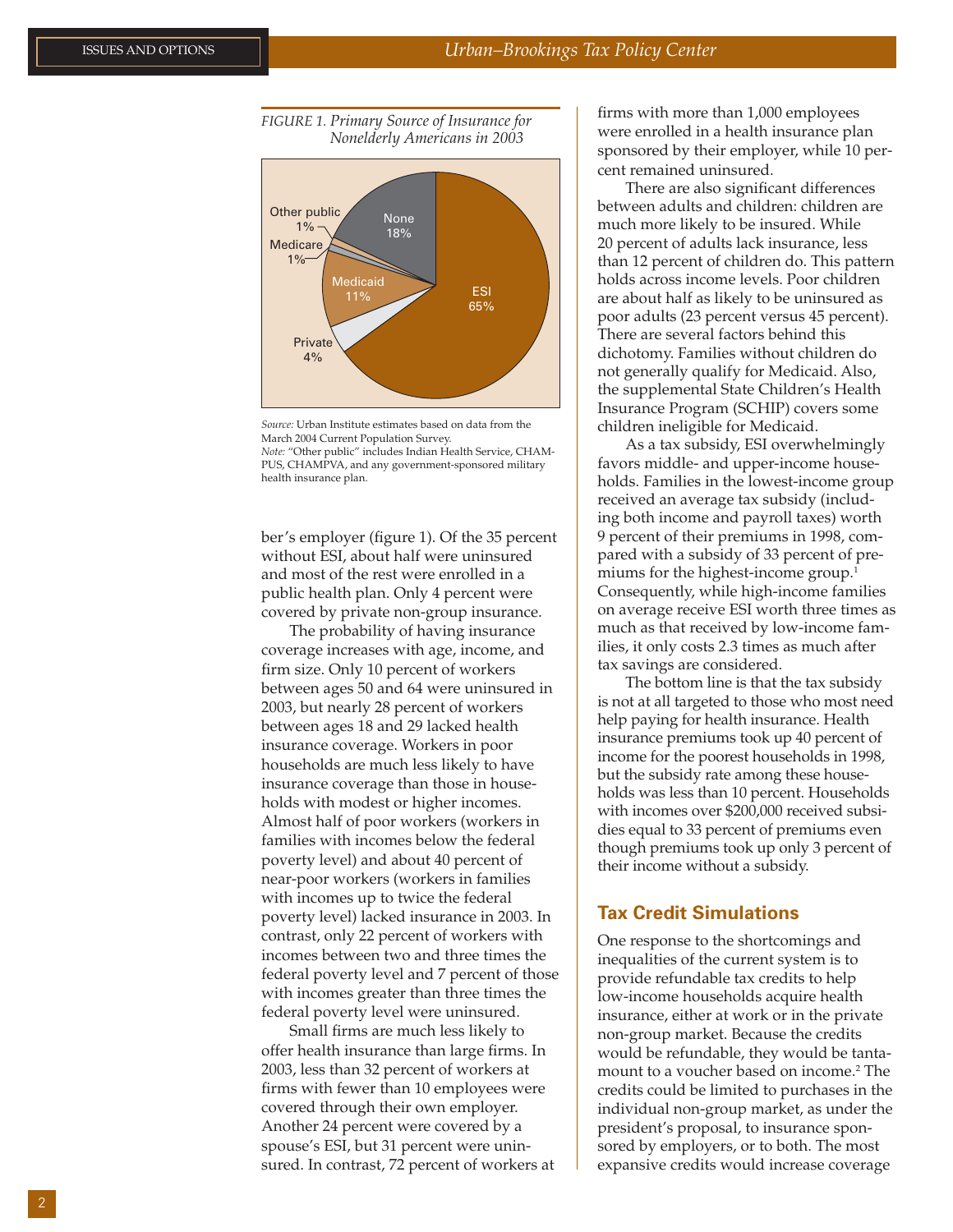FIGURE 1. Primary Source of Insurance for Nonelderly Americans in 2003

*Source:* Urban Institute estimates based on data from the March 2004 Current Population Survey.
*Note:* "Other public" includes Indian Health Service, CHAMPUS, CHAMPVA, and any government-sponsored military health insurance plan.

ber's employer (figure 1). Of the 35 percent without ESI, about half were uninsured and most of the rest were enrolled in a public health plan. Only 4 percent were covered by private non-group insurance.

The probability of having insurance coverage increases with age, income, and firm size. Only 10 percent of workers between ages 50 and 64 were uninsured in 2003, but nearly 28 percent of workers between ages 18 and 29 lacked health insurance coverage. Workers in poor households are much less likely to have insurance coverage than those in households with modest or higher incomes. Almost half of poor workers (workers in families with incomes below the federal poverty level) and about 40 percent of near-poor workers (workers in families with incomes up to twice the federal poverty level) lacked insurance in 2003. In contrast, only 22 percent of workers with incomes between two and three times the federal poverty level and 7 percent of those with incomes greater than three times the federal poverty level were uninsured.

Small firms are much less likely to offer health insurance than large firms. In 2003, less than 32 percent of workers at firms with fewer than 10 employees were covered through their own employer. Another 24 percent were covered by a spouse's ESI, but 31 percent were uninsured. In contrast, 72 percent of workers at firms with more than 1,000 employees were enrolled in a health insurance plan sponsored by their employer, while 10 percent remained uninsured.

There are also significant differences between adults and children: children are much more likely to be insured. While 20 percent of adults lack insurance, less than 12 percent of children do. This pattern holds across income levels. Poor children are about half as likely to be uninsured as poor adults (23 percent versus 45 percent). There are several factors behind this dichotomy. Families without children do not generally qualify for Medicaid. Also, the supplemental State Children's Health Insurance Program (SCHIP) covers some children ineligible for Medicaid.

As a tax subsidy, ESI overwhelmingly favors middle- and upper-income households. Families in the lowest-income group received an average tax subsidy (including both income and payroll taxes) worth 9 percent of their premiums in 1998, compared with a subsidy of 33 percent of premiums for the highest-income group.[1] Consequently, while high-income families on average receive ESI worth three times as much as that received by low-income families, it only costs 2.3 times as much after tax savings are considered.

The bottom line is that the tax subsidy is not at all targeted to those who most need help paying for health insurance. Health insurance premiums took up 40 percent of income for the poorest households in 1998, but the subsidy rate among these households was less than 10 percent. Households with incomes over $200,000 received subsidies equal to 33 percent of premiums even though premiums took up only 3 percent of their income without a subsidy.

## Tax Credit Simulations

One response to the shortcomings and inequalities of the current system is to provide refundable tax credits to help low-income households acquire health insurance, either at work or in the private non-group market. Because the credits would be refundable, they would be tantamount to a voucher based on income.[2] The credits could be limited to purchases in the individual non-group market, as under the president's proposal, to insurance sponsored by employers, or to both. The most expansive credits would increase coverage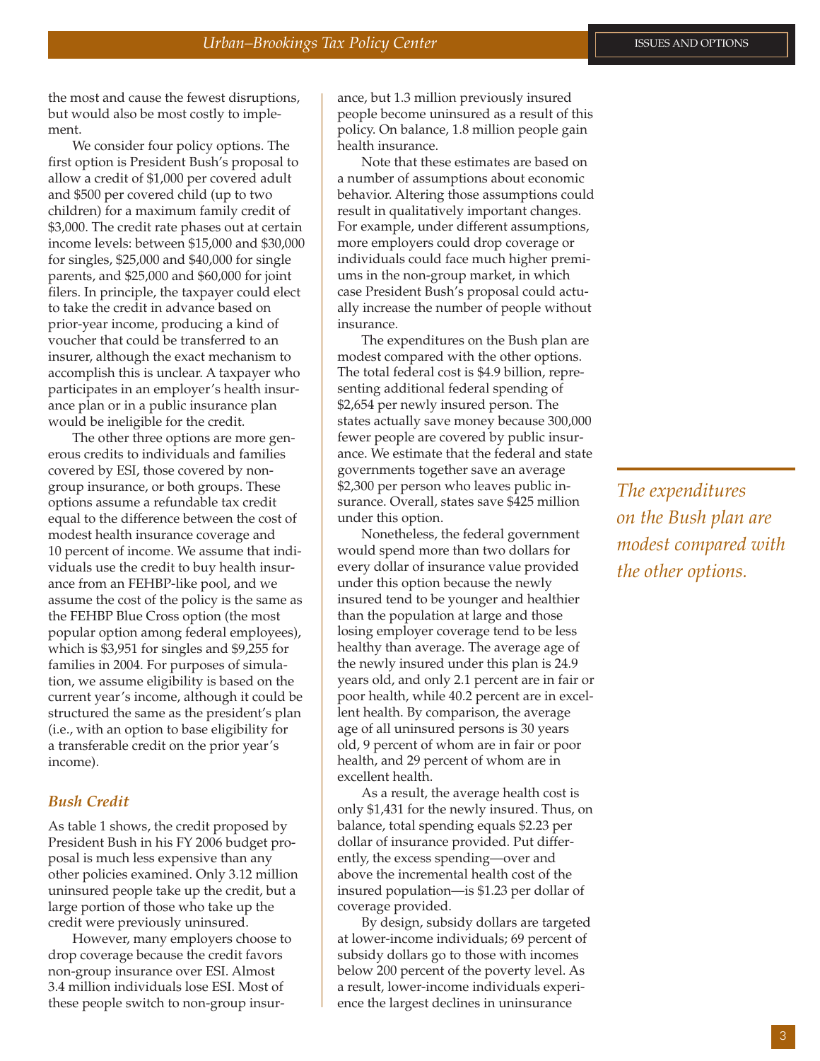the most and cause the fewest disruptions, but would also be most costly to implement.

We consider four policy options. The first option is President Bush's proposal to allow a credit of $1,000 per covered adult and $500 per covered child (up to two children) for a maximum family credit of $3,000. The credit rate phases out at certain income levels: between $15,000 and $30,000 for singles, $25,000 and $40,000 for single parents, and $25,000 and $60,000 for joint filers. In principle, the taxpayer could elect to take the credit in advance based on prior-year income, producing a kind of voucher that could be transferred to an insurer, although the exact mechanism to accomplish this is unclear. A taxpayer who participates in an employer's health insurance plan or in a public insurance plan would be ineligible for the credit.

The other three options are more generous credits to individuals and families covered by ESI, those covered by non-group insurance, or both groups. These options assume a refundable tax credit equal to the difference between the cost of modest health insurance coverage and 10 percent of income. We assume that individuals use the credit to buy health insurance from an FEHBP-like pool, and we assume the cost of the policy is the same as the FEHBP Blue Cross option (the most popular option among federal employees), which is $3,951 for singles and $9,255 for families in 2004. For purposes of simulation, we assume eligibility is based on the current year's income, although it could be structured the same as the president's plan (i.e., with an option to base eligibility for a transferable credit on the prior year's income).

### *Bush Credit*

As table 1 shows, the credit proposed by President Bush in his FY 2006 budget proposal is much less expensive than any other policies examined. Only 3.12 million uninsured people take up the credit, but a large portion of those who take up the credit were previously uninsured.

However, many employers choose to drop coverage because the credit favors non-group insurance over ESI. Almost 3.4 million individuals lose ESI. Most of these people switch to non-group insurance, but 1.3 million previously insured people become uninsured as a result of this policy. On balance, 1.8 million people gain health insurance.

Note that these estimates are based on a number of assumptions about economic behavior. Altering those assumptions could result in qualitatively important changes. For example, under different assumptions, more employers could drop coverage or individuals could face much higher premiums in the non-group market, in which case President Bush's proposal could actually increase the number of people without insurance.

The expenditures on the Bush plan are modest compared with the other options. The total federal cost is $4.9 billion, representing additional federal spending of $2,654 per newly insured person. The states actually save money because 300,000 fewer people are covered by public insurance. We estimate that the federal and state governments together save an average $2,300 per person who leaves public insurance. Overall, states save $425 million under this option.

*The expenditures on the Bush plan are modest compared with the other options.*

Nonetheless, the federal government would spend more than two dollars for every dollar of insurance value provided under this option because the newly insured tend to be younger and healthier than the population at large and those losing employer coverage tend to be less healthy than average. The average age of the newly insured under this plan is 24.9 years old, and only 2.1 percent are in fair or poor health, while 40.2 percent are in excellent health. By comparison, the average age of all uninsured persons is 30 years old, 9 percent of whom are in fair or poor health, and 29 percent of whom are in excellent health.

As a result, the average health cost is only $1,431 for the newly insured. Thus, on balance, total spending equals $2.23 per dollar of insurance provided. Put differently, the excess spending—over and above the incremental health cost of the insured population—is $1.23 per dollar of coverage provided.

By design, subsidy dollars are targeted at lower-income individuals; 69 percent of subsidy dollars go to those with incomes below 200 percent of the poverty level. As a result, lower-income individuals experience the largest declines in uninsurance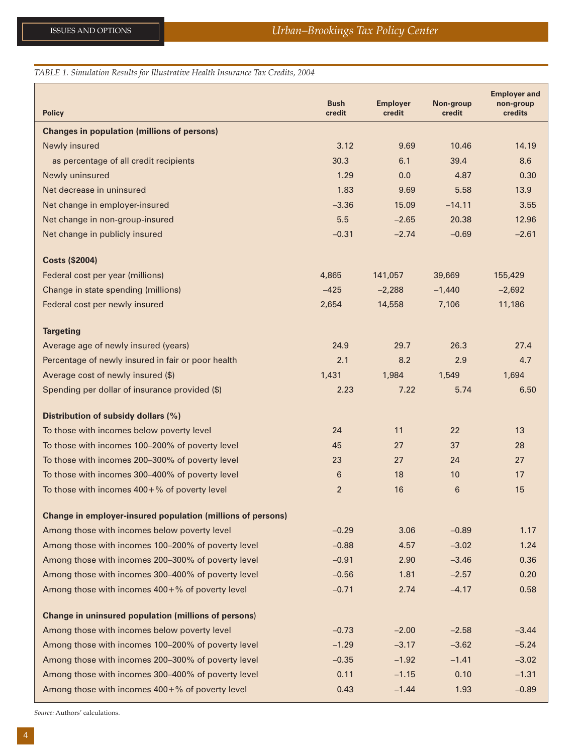*TABLE 1. Simulation Results for Illustrative Health Insurance Tax Credits, 2004*

| Policy | Bush credit | Employer credit | Non-group credit | Employer and non-group credits |
|---|---|---|---|---|
| **Changes in population (millions of persons)** | | | | |
| Newly insured | 3.12 | 9.69 | 10.46 | 14.19 |
| as percentage of all credit recipients | 30.3 | 6.1 | 39.4 | 8.6 |
| Newly uninsured | 1.29 | 0.0 | 4.87 | 0.30 |
| Net decrease in uninsured | 1.83 | 9.69 | 5.58 | 13.9 |
| Net change in employer-insured | –3.36 | 15.09 | –14.11 | 3.55 |
| Net change in non-group-insured | 5.5 | –2.65 | 20.38 | 12.96 |
| Net change in publicly insured | –0.31 | –2.74 | –0.69 | –2.61 |
| **Costs ($2004)** | | | | |
| Federal cost per year (millions) | 4,865 | 141,057 | 39,669 | 155,429 |
| Change in state spending (millions) | –425 | –2,288 | –1,440 | –2,692 |
| Federal cost per newly insured | 2,654 | 14,558 | 7,106 | 11,186 |
| **Targeting** | | | | |
| Average age of newly insured (years) | 24.9 | 29.7 | 26.3 | 27.4 |
| Percentage of newly insured in fair or poor health | 2.1 | 8.2 | 2.9 | 4.7 |
| Average cost of newly insured ($) | 1,431 | 1,984 | 1,549 | 1,694 |
| Spending per dollar of insurance provided ($) | 2.23 | 7.22 | 5.74 | 6.50 |
| **Distribution of subsidy dollars (%)** | | | | |
| To those with incomes below poverty level | 24 | 11 | 22 | 13 |
| To those with incomes 100–200% of poverty level | 45 | 27 | 37 | 28 |
| To those with incomes 200–300% of poverty level | 23 | 27 | 24 | 27 |
| To those with incomes 300–400% of poverty level | 6 | 18 | 10 | 17 |
| To those with incomes 400+% of poverty level | 2 | 16 | 6 | 15 |
| **Change in employer-insured population (millions of persons)** | | | | |
| Among those with incomes below poverty level | –0.29 | 3.06 | –0.89 | 1.17 |
| Among those with incomes 100–200% of poverty level | –0.88 | 4.57 | –3.02 | 1.24 |
| Among those with incomes 200–300% of poverty level | –0.91 | 2.90 | –3.46 | 0.36 |
| Among those with incomes 300–400% of poverty level | –0.56 | 1.81 | –2.57 | 0.20 |
| Among those with incomes 400+% of poverty level | –0.71 | 2.74 | –4.17 | 0.58 |
| **Change in uninsured population (millions of persons)** | | | | |
| Among those with incomes below poverty level | –0.73 | –2.00 | –2.58 | –3.44 |
| Among those with incomes 100–200% of poverty level | –1.29 | –3.17 | –3.62 | –5.24 |
| Among those with incomes 200–300% of poverty level | –0.35 | –1.92 | –1.41 | –3.02 |
| Among those with incomes 300–400% of poverty level | 0.11 | –1.15 | 0.10 | –1.31 |
| Among those with incomes 400+% of poverty level | 0.43 | –1.44 | 1.93 | –0.89 |

*Source:* Authors' calculations.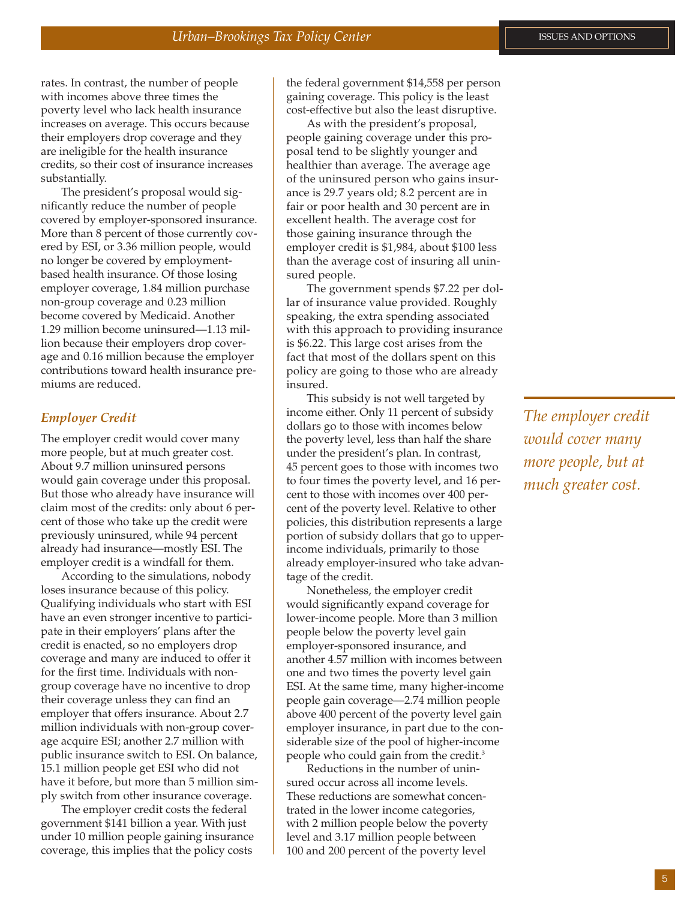rates. In contrast, the number of people with incomes above three times the poverty level who lack health insurance increases on average. This occurs because their employers drop coverage and they are ineligible for the health insurance credits, so their cost of insurance increases substantially.

The president's proposal would significantly reduce the number of people covered by employer-sponsored insurance. More than 8 percent of those currently covered by ESI, or 3.36 million people, would no longer be covered by employment-based health insurance. Of those losing employer coverage, 1.84 million purchase non-group coverage and 0.23 million become covered by Medicaid. Another 1.29 million become uninsured—1.13 million because their employers drop coverage and 0.16 million because the employer contributions toward health insurance premiums are reduced.

### *Employer Credit*

The employer credit would cover many more people, but at much greater cost. About 9.7 million uninsured persons would gain coverage under this proposal. But those who already have insurance will claim most of the credits: only about 6 percent of those who take up the credit were previously uninsured, while 94 percent already had insurance—mostly ESI. The employer credit is a windfall for them.

According to the simulations, nobody loses insurance because of this policy. Qualifying individuals who start with ESI have an even stronger incentive to participate in their employers' plans after the credit is enacted, so no employers drop coverage and many are induced to offer it for the first time. Individuals with non-group coverage have no incentive to drop their coverage unless they can find an employer that offers insurance. About 2.7 million individuals with non-group coverage acquire ESI; another 2.7 million with public insurance switch to ESI. On balance, 15.1 million people get ESI who did not have it before, but more than 5 million simply switch from other insurance coverage.

The employer credit costs the federal government $141 billion a year. With just under 10 million people gaining insurance coverage, this implies that the policy costs the federal government $14,558 per person gaining coverage. This policy is the least cost-effective but also the least disruptive.

As with the president's proposal, people gaining coverage under this proposal tend to be slightly younger and healthier than average. The average age of the uninsured person who gains insurance is 29.7 years old; 8.2 percent are in fair or poor health and 30 percent are in excellent health. The average cost for those gaining insurance through the employer credit is $1,984, about $100 less than the average cost of insuring all uninsured people.

The government spends $7.22 per dollar of insurance value provided. Roughly speaking, the extra spending associated with this approach to providing insurance is $6.22. This large cost arises from the fact that most of the dollars spent on this policy are going to those who are already insured.

This subsidy is not well targeted by income either. Only 11 percent of subsidy dollars go to those with incomes below the poverty level, less than half the share under the president's plan. In contrast, 45 percent goes to those with incomes two to four times the poverty level, and 16 percent to those with incomes over 400 percent of the poverty level. Relative to other policies, this distribution represents a large portion of subsidy dollars that go to upper-income individuals, primarily to those already employer-insured who take advantage of the credit.

Nonetheless, the employer credit would significantly expand coverage for lower-income people. More than 3 million people below the poverty level gain employer-sponsored insurance, and another 4.57 million with incomes between one and two times the poverty level gain ESI. At the same time, many higher-income people gain coverage—2.74 million people above 400 percent of the poverty level gain employer insurance, in part due to the considerable size of the pool of higher-income people who could gain from the credit.[3]

Reductions in the number of uninsured occur across all income levels. These reductions are somewhat concentrated in the lower income categories, with 2 million people below the poverty level and 3.17 million people between 100 and 200 percent of the poverty level

*The employer credit would cover many more people, but at much greater cost.*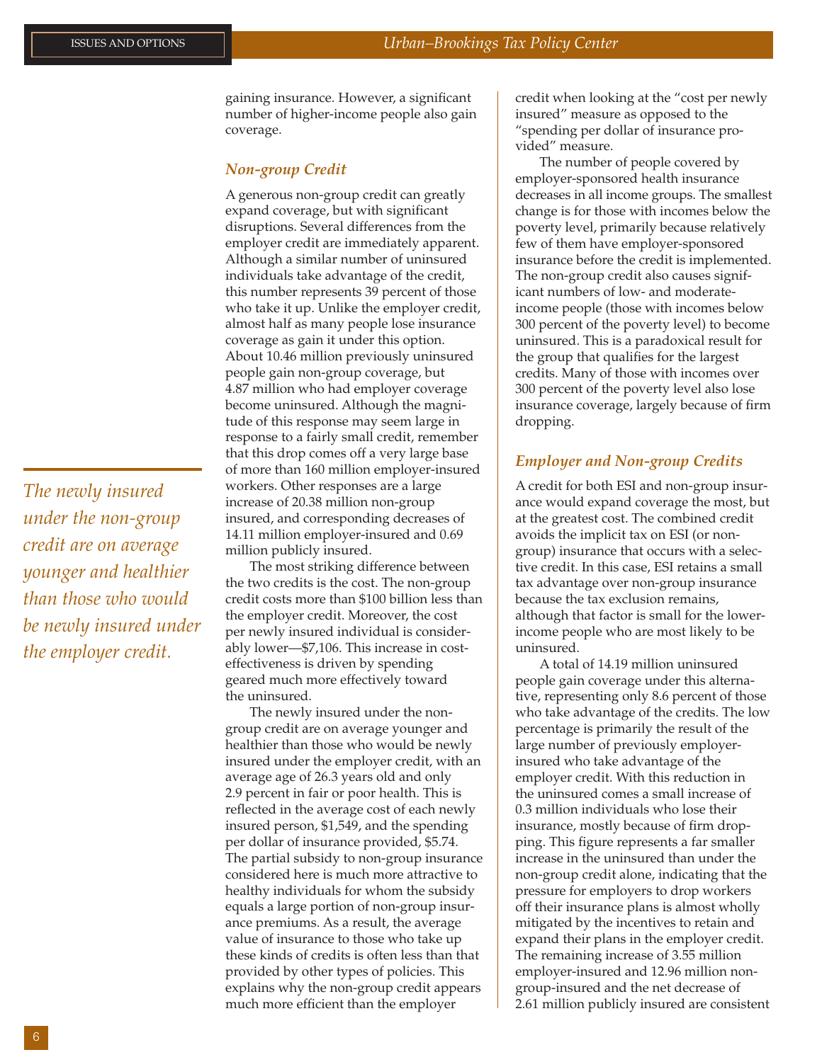gaining insurance. However, a significant number of higher-income people also gain coverage.

### *Non-group Credit*

A generous non-group credit can greatly expand coverage, but with significant disruptions. Several differences from the employer credit are immediately apparent. Although a similar number of uninsured individuals take advantage of the credit, this number represents 39 percent of those who take it up. Unlike the employer credit, almost half as many people lose insurance coverage as gain it under this option. About 10.46 million previously uninsured people gain non-group coverage, but 4.87 million who had employer coverage become uninsured. Although the magnitude of this response may seem large in response to a fairly small credit, remember that this drop comes off a very large base of more than 160 million employer-insured workers. Other responses are a large increase of 20.38 million non-group insured, and corresponding decreases of 14.11 million employer-insured and 0.69 million publicly insured.

The most striking difference between the two credits is the cost. The non-group credit costs more than $100 billion less than the employer credit. Moreover, the cost per newly insured individual is considerably lower—$7,106. This increase in cost-effectiveness is driven by spending geared much more effectively toward the uninsured.

The newly insured under the non-group credit are on average younger and healthier than those who would be newly insured under the employer credit, with an average age of 26.3 years old and only 2.9 percent in fair or poor health. This is reflected in the average cost of each newly insured person, $1,549, and the spending per dollar of insurance provided, $5.74. The partial subsidy to non-group insurance considered here is much more attractive to healthy individuals for whom the subsidy equals a large portion of non-group insurance premiums. As a result, the average value of insurance to those who take up these kinds of credits is often less than that provided by other types of policies. This explains why the non-group credit appears much more efficient than the employer credit when looking at the "cost per newly insured" measure as opposed to the "spending per dollar of insurance provided" measure.

The number of people covered by employer-sponsored health insurance decreases in all income groups. The smallest change is for those with incomes below the poverty level, primarily because relatively few of them have employer-sponsored insurance before the credit is implemented. The non-group credit also causes significant numbers of low- and moderate-income people (those with incomes below 300 percent of the poverty level) to become uninsured. This is a paradoxical result for the group that qualifies for the largest credits. Many of those with incomes over 300 percent of the poverty level also lose insurance coverage, largely because of firm dropping.

*The newly insured under the non-group credit are on average younger and healthier than those who would be newly insured under the employer credit.*

### *Employer and Non-group Credits*

A credit for both ESI and non-group insurance would expand coverage the most, but at the greatest cost. The combined credit avoids the implicit tax on ESI (or non-group) insurance that occurs with a selective credit. In this case, ESI retains a small tax advantage over non-group insurance because the tax exclusion remains, although that factor is small for the lower-income people who are most likely to be uninsured.

A total of 14.19 million uninsured people gain coverage under this alternative, representing only 8.6 percent of those who take advantage of the credits. The low percentage is primarily the result of the large number of previously employer-insured who take advantage of the employer credit. With this reduction in the uninsured comes a small increase of 0.3 million individuals who lose their insurance, mostly because of firm dropping. This figure represents a far smaller increase in the uninsured than under the non-group credit alone, indicating that the pressure for employers to drop workers off their insurance plans is almost wholly mitigated by the incentives to retain and expand their plans in the employer credit. The remaining increase of 3.55 million employer-insured and 12.96 million non-group-insured and the net decrease of 2.61 million publicly insured are consistent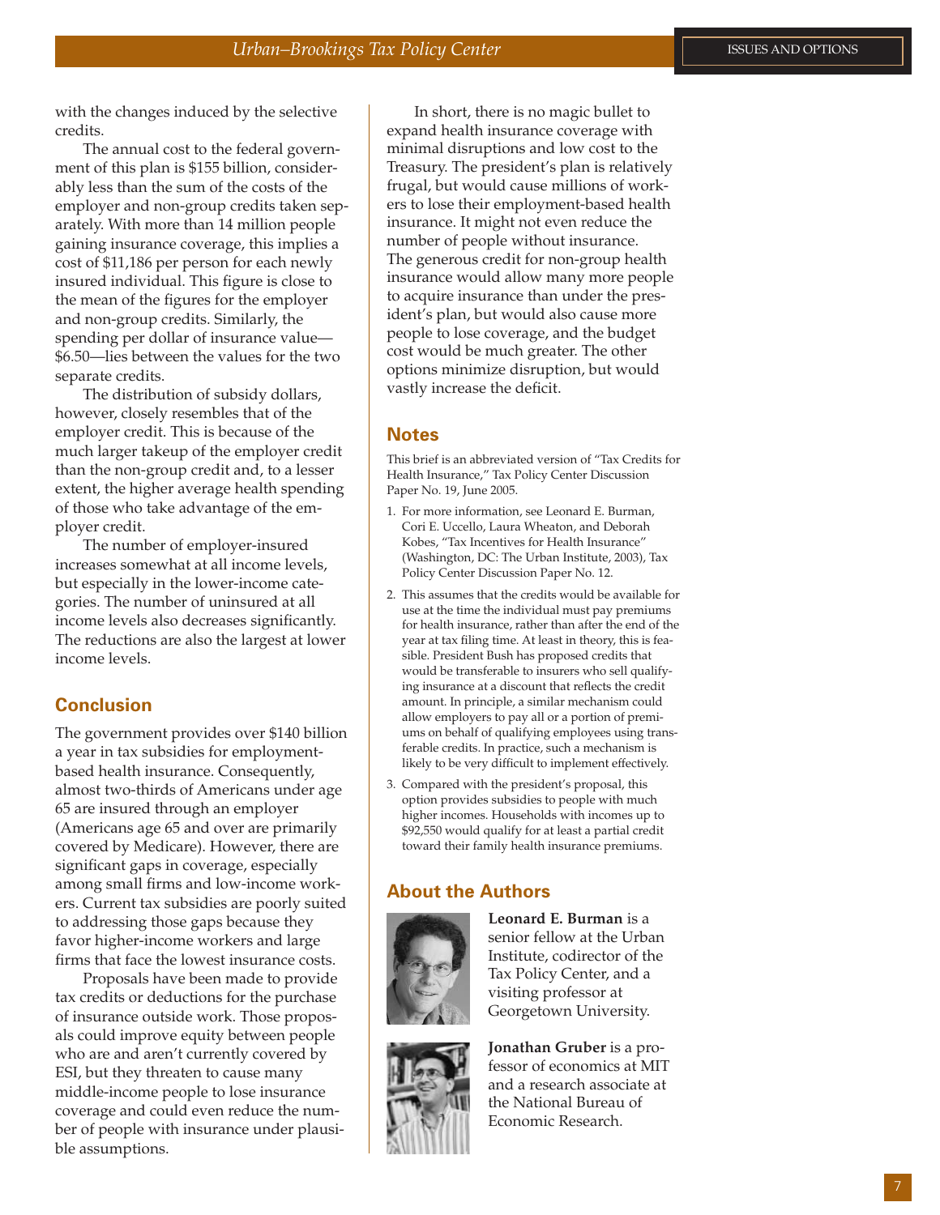with the changes induced by the selective credits.

The annual cost to the federal government of this plan is $155 billion, considerably less than the sum of the costs of the employer and non-group credits taken separately. With more than 14 million people gaining insurance coverage, this implies a cost of $11,186 per person for each newly insured individual. This figure is close to the mean of the figures for the employer and non-group credits. Similarly, the spending per dollar of insurance value—$6.50—lies between the values for the two separate credits.

The distribution of subsidy dollars, however, closely resembles that of the employer credit. This is because of the much larger takeup of the employer credit than the non-group credit and, to a lesser extent, the higher average health spending of those who take advantage of the employer credit.

The number of employer-insured increases somewhat at all income levels, but especially in the lower-income categories. The number of uninsured at all income levels also decreases significantly. The reductions are also the largest at lower income levels.

## Conclusion

The government provides over $140 billion a year in tax subsidies for employment-based health insurance. Consequently, almost two-thirds of Americans under age 65 are insured through an employer (Americans age 65 and over are primarily covered by Medicare). However, there are significant gaps in coverage, especially among small firms and low-income workers. Current tax subsidies are poorly suited to addressing those gaps because they favor higher-income workers and large firms that face the lowest insurance costs.

Proposals have been made to provide tax credits or deductions for the purchase of insurance outside work. Those proposals could improve equity between people who are and aren't currently covered by ESI, but they threaten to cause many middle-income people to lose insurance coverage and could even reduce the number of people with insurance under plausible assumptions.

In short, there is no magic bullet to expand health insurance coverage with minimal disruptions and low cost to the Treasury. The president's plan is relatively frugal, but would cause millions of workers to lose their employment-based health insurance. It might not even reduce the number of people without insurance. The generous credit for non-group health insurance would allow many more people to acquire insurance than under the president's plan, but would also cause more people to lose coverage, and the budget cost would be much greater. The other options minimize disruption, but would vastly increase the deficit.

## Notes

This brief is an abbreviated version of "Tax Credits for Health Insurance," Tax Policy Center Discussion Paper No. 19, June 2005.

1. For more information, see Leonard E. Burman, Cori E. Uccello, Laura Wheaton, and Deborah Kobes, "Tax Incentives for Health Insurance" (Washington, DC: The Urban Institute, 2003), Tax Policy Center Discussion Paper No. 12.
2. This assumes that the credits would be available for use at the time the individual must pay premiums for health insurance, rather than after the end of the year at tax filing time. At least in theory, this is feasible. President Bush has proposed credits that would be transferable to insurers who sell qualifying insurance at a discount that reflects the credit amount. In principle, a similar mechanism could allow employers to pay all or a portion of premiums on behalf of qualifying employees using transferable credits. In practice, such a mechanism is likely to be very difficult to implement effectively.
3. Compared with the president's proposal, this option provides subsidies to people with much higher incomes. Households with incomes up to $92,550 would qualify for at least a partial credit toward their family health insurance premiums.

## About the Authors

**Leonard E. Burman** is a senior fellow at the Urban Institute, codirector of the Tax Policy Center, and a visiting professor at Georgetown University.

**Jonathan Gruber** is a professor of economics at MIT and a research associate at the National Bureau of Economic Research.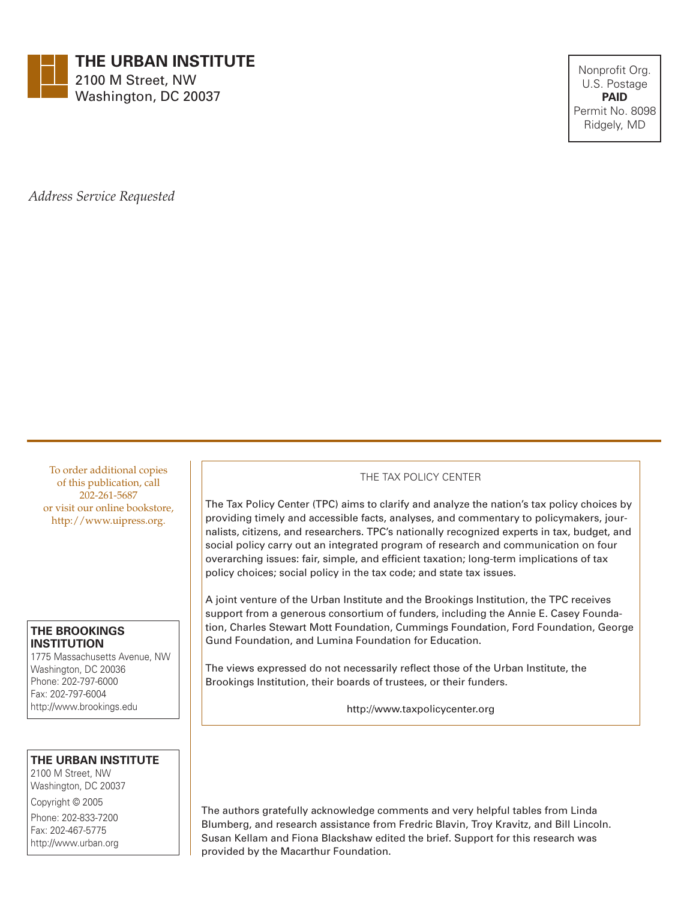**THE URBAN INSTITUTE**
2100 M Street, NW
Washington, DC 20037

Nonprofit Org.
U.S. Postage
**PAID**
Permit No. 8098
Ridgely, MD

*Address Service Requested*

To order additional copies of this publication, call 202-261-5687 or visit our online bookstore, http://www.uipress.org.

**THE BROOKINGS INSTITUTION**
1775 Massachusetts Avenue, NW
Washington, DC 20036
Phone: 202-797-6000
Fax: 202-797-6004
http://www.brookings.edu

**THE URBAN INSTITUTE**
2100 M Street, NW
Washington, DC 20037
Copyright © 2005
Phone: 202-833-7200
Fax: 202-467-5775
http://www.urban.org

## THE TAX POLICY CENTER

The Tax Policy Center (TPC) aims to clarify and analyze the nation's tax policy choices by providing timely and accessible facts, analyses, and commentary to policymakers, journalists, citizens, and researchers. TPC's nationally recognized experts in tax, budget, and social policy carry out an integrated program of research and communication on four overarching issues: fair, simple, and efficient taxation; long-term implications of tax policy choices; social policy in the tax code; and state tax issues.

A joint venture of the Urban Institute and the Brookings Institution, the TPC receives support from a generous consortium of funders, including the Annie E. Casey Foundation, Charles Stewart Mott Foundation, Cummings Foundation, Ford Foundation, George Gund Foundation, and Lumina Foundation for Education.

The views expressed do not necessarily reflect those of the Urban Institute, the Brookings Institution, their boards of trustees, or their funders.

http://www.taxpolicycenter.org

The authors gratefully acknowledge comments and very helpful tables from Linda Blumberg, and research assistance from Fredric Blavin, Troy Kravitz, and Bill Lincoln. Susan Kellam and Fiona Blackshaw edited the brief. Support for this research was provided by the Macarthur Foundation.